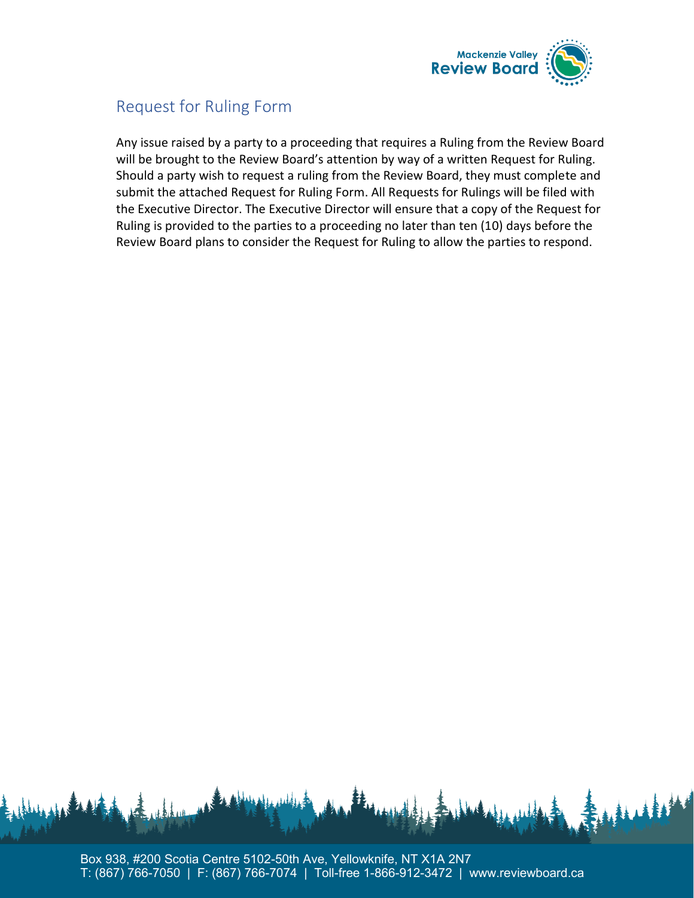# Request for Ruling Form

Any issue raised by a party to a proceeding that requires a Ruling from the Review Board will be brought to the Review Board's attention by way of a written Request for Ruling. Should a party wish to request a ruling from the Review Board, they must complete and submit the attached Request for Ruling Form. All Requests for Rulings will be filed with the Executive Director. The Executive Director will ensure that a copy of the Request for Ruling is provided to the parties to a proceeding no later than ten (10) days before the Review Board plans to consider the Request for Ruling to allow the parties to respond.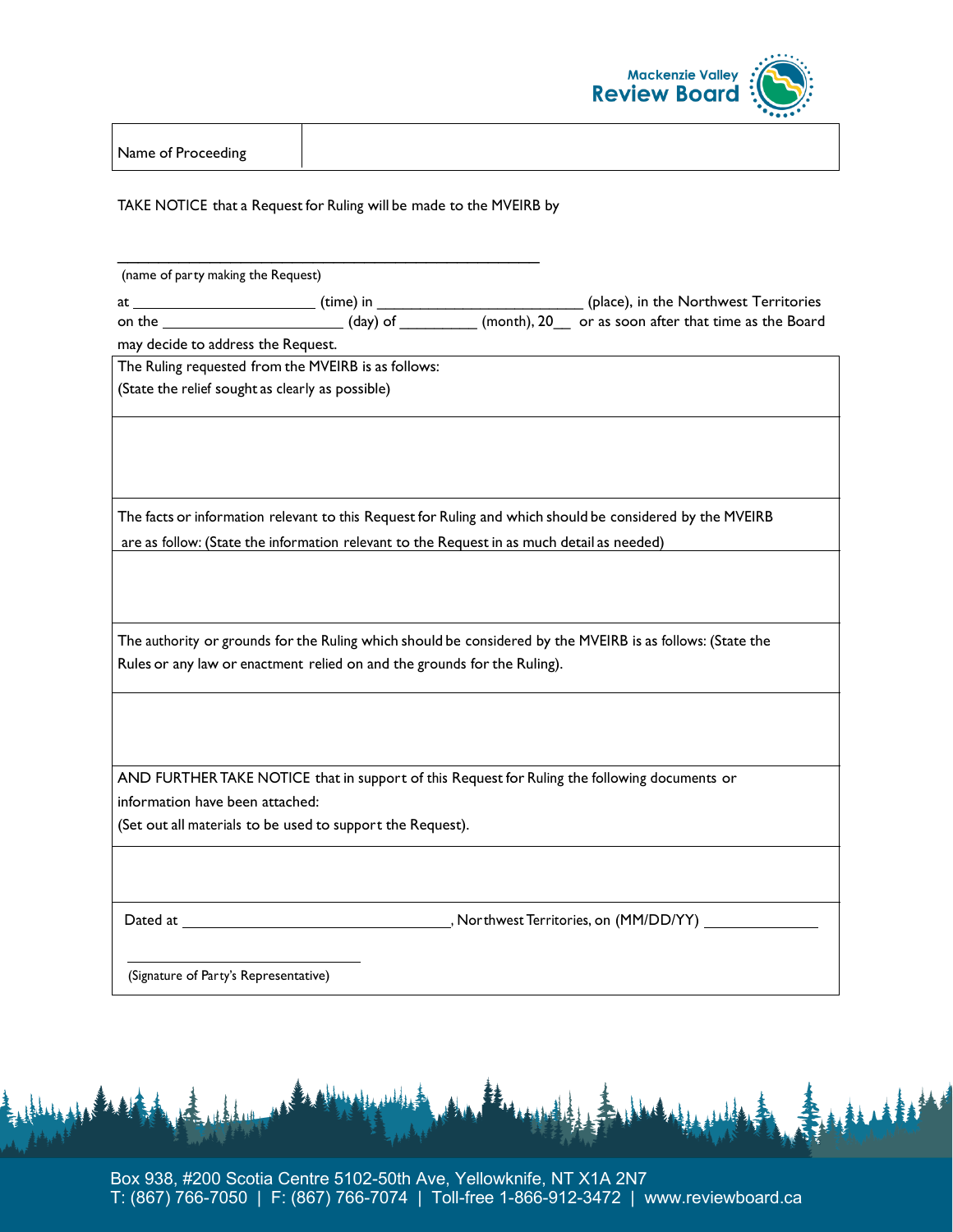Mackenzie Valley Review Board

| Name of Proceeding | |
|---|---|

TAKE NOTICE that a Request for Ruling will be made to the MVEIRB by

\_\_\_\_\_\_\_\_\_\_\_\_\_\_\_\_\_\_\_\_\_\_\_\_\_\_\_\_\_\_\_\_\_\_\_\_\_\_\_\_\_\_\_\_\_\_

(name of party making the Request)

at \_\_\_\_\_\_\_\_\_\_\_\_\_\_\_\_\_\_\_\_ (time) in \_\_\_\_\_\_\_\_\_\_\_\_\_\_\_\_\_\_\_\_\_\_\_ (place), in the Northwest Territories on the \_\_\_\_\_\_\_\_\_\_\_\_\_\_\_\_\_\_\_\_ (day) of \_\_\_\_\_\_\_\_\_ (month), 20\_\_ or as soon after that time as the Board may decide to address the Request.

| The Ruling requested from the MVEIRB is as follows:<br>(State the relief sought as clearly as possible) |
|---|
| |
| The facts or information relevant to this Request for Ruling and which should be considered by the MVEIRB are as follow: (State the information relevant to the Request in as much detail as needed) |
| |
| The authority or grounds for the Ruling which should be considered by the MVEIRB is as follows: (State the Rules or any law or enactment relied on and the grounds for the Ruling). |
| |
| AND FURTHER TAKE NOTICE that in support of this Request for Ruling the following documents or information have been attached:<br>(Set out all materials to be used to support the Request). |
| |
| Dated at \_\_\_\_\_\_\_\_\_\_\_\_\_\_\_\_\_\_\_\_\_\_\_\_\_\_\_\_\_\_, Northwest Territories, on (MM/DD/YY) \_\_\_\_\_\_\_\_\_\_\_\_\_<br><br>\_\_\_\_\_\_\_\_\_\_\_\_\_\_\_\_\_\_\_\_\_\_\_\_\_\_\_<br>(Signature of Party's Representative) |

Box 938, #200 Scotia Centre 5102-50th Ave, Yellowknife, NT X1A 2N7
T: (867) 766-7050 | F: (867) 766-7074 | Toll-free 1-866-912-3472 | www.reviewboard.ca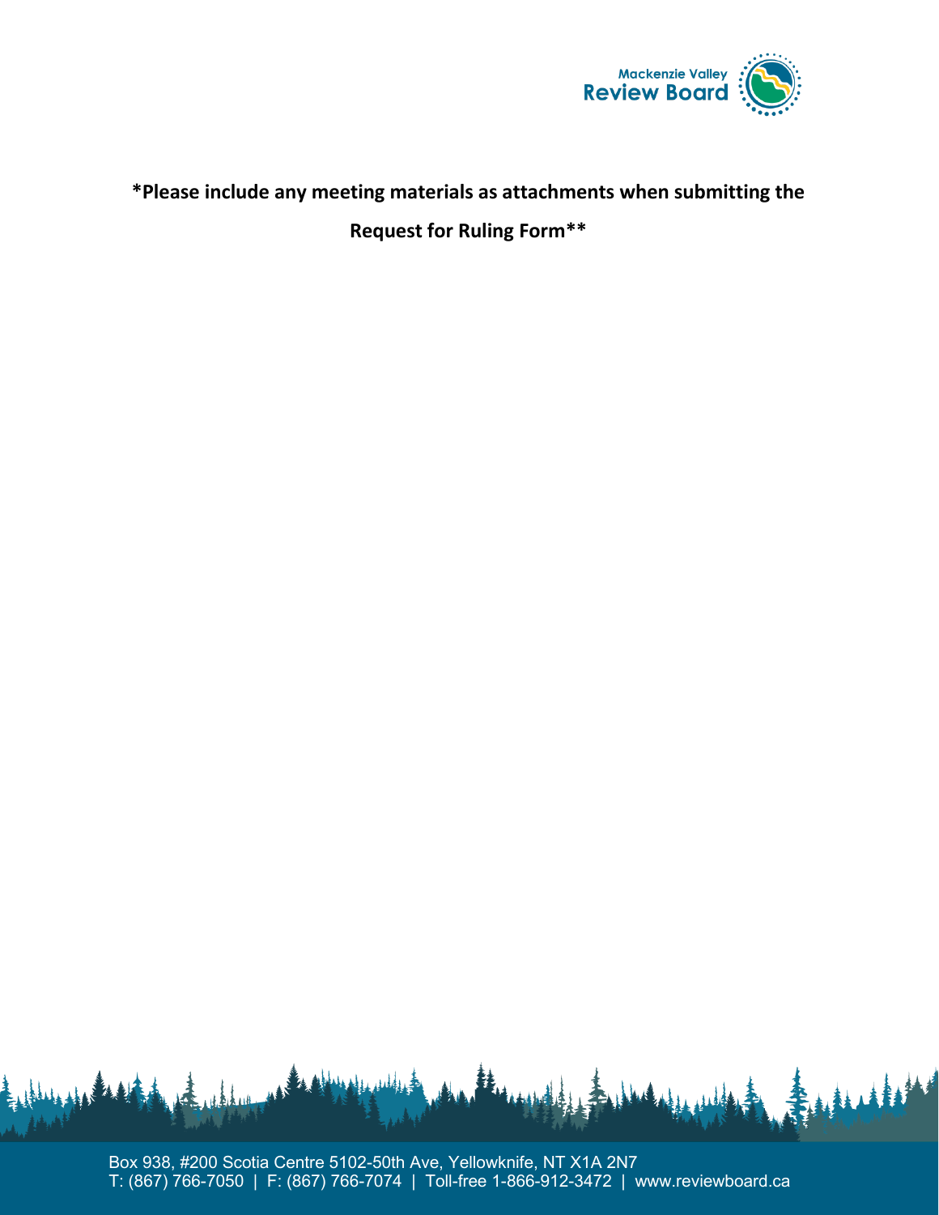**\*Please include any meeting materials as attachments when submitting the Request for Ruling Form\*\***